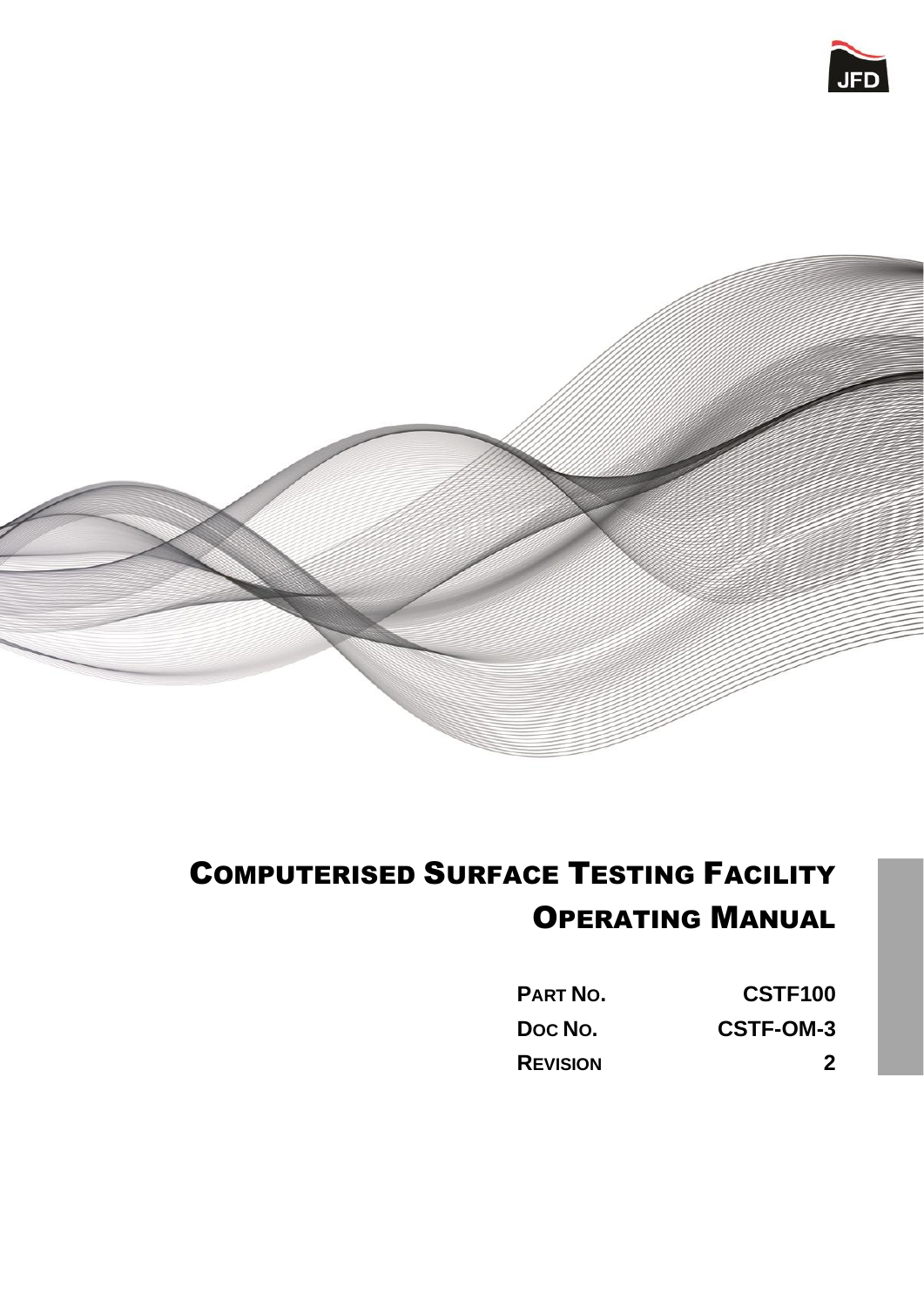JFD

# Computerised Surface Testing Facility
# Operating Manual

| | |
|---|---|
| **Part No.** | **CSTF100** |
| **Doc No.** | **CSTF-OM-3** |
| **Revision** | **2** |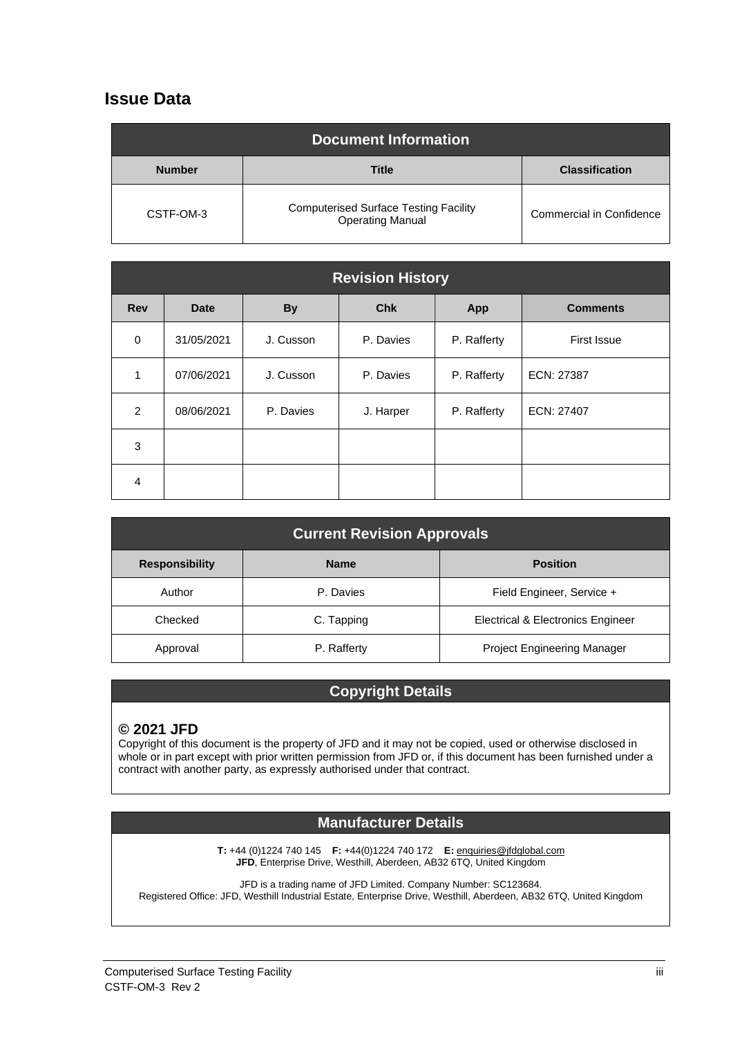# Issue Data

| Document Information | | |
|---|---|---|
| **Number** | **Title** | **Classification** |
| CSTF-OM-3 | Computerised Surface Testing Facility Operating Manual | Commercial in Confidence |

| Revision History | | | | | |
|---|---|---|---|---|---|
| **Rev** | **Date** | **By** | **Chk** | **App** | **Comments** |
| 0 | 31/05/2021 | J. Cusson | P. Davies | P. Rafferty | First Issue |
| 1 | 07/06/2021 | J. Cusson | P. Davies | P. Rafferty | ECN: 27387 |
| 2 | 08/06/2021 | P. Davies | J. Harper | P. Rafferty | ECN: 27407 |
| 3 | | | | | |
| 4 | | | | | |

| Current Revision Approvals | | |
|---|---|---|
| **Responsibility** | **Name** | **Position** |
| Author | P. Davies | Field Engineer, Service + |
| Checked | C. Tapping | Electrical & Electronics Engineer |
| Approval | P. Rafferty | Project Engineering Manager |

## Copyright Details

**© 2021 JFD**

Copyright of this document is the property of JFD and it may not be copied, used or otherwise disclosed in whole or in part except with prior written permission from JFD or, if this document has been furnished under a contract with another party, as expressly authorised under that contract.

## Manufacturer Details

**T:** +44 (0)1224 740 145 **F:** +44(0)1224 740 172 **E:** enquiries@jfdglobal.com
**JFD**, Enterprise Drive, Westhill, Aberdeen, AB32 6TQ, United Kingdom

JFD is a trading name of JFD Limited. Company Number: SC123684.
Registered Office: JFD, Westhill Industrial Estate, Enterprise Drive, Westhill, Aberdeen, AB32 6TQ, United Kingdom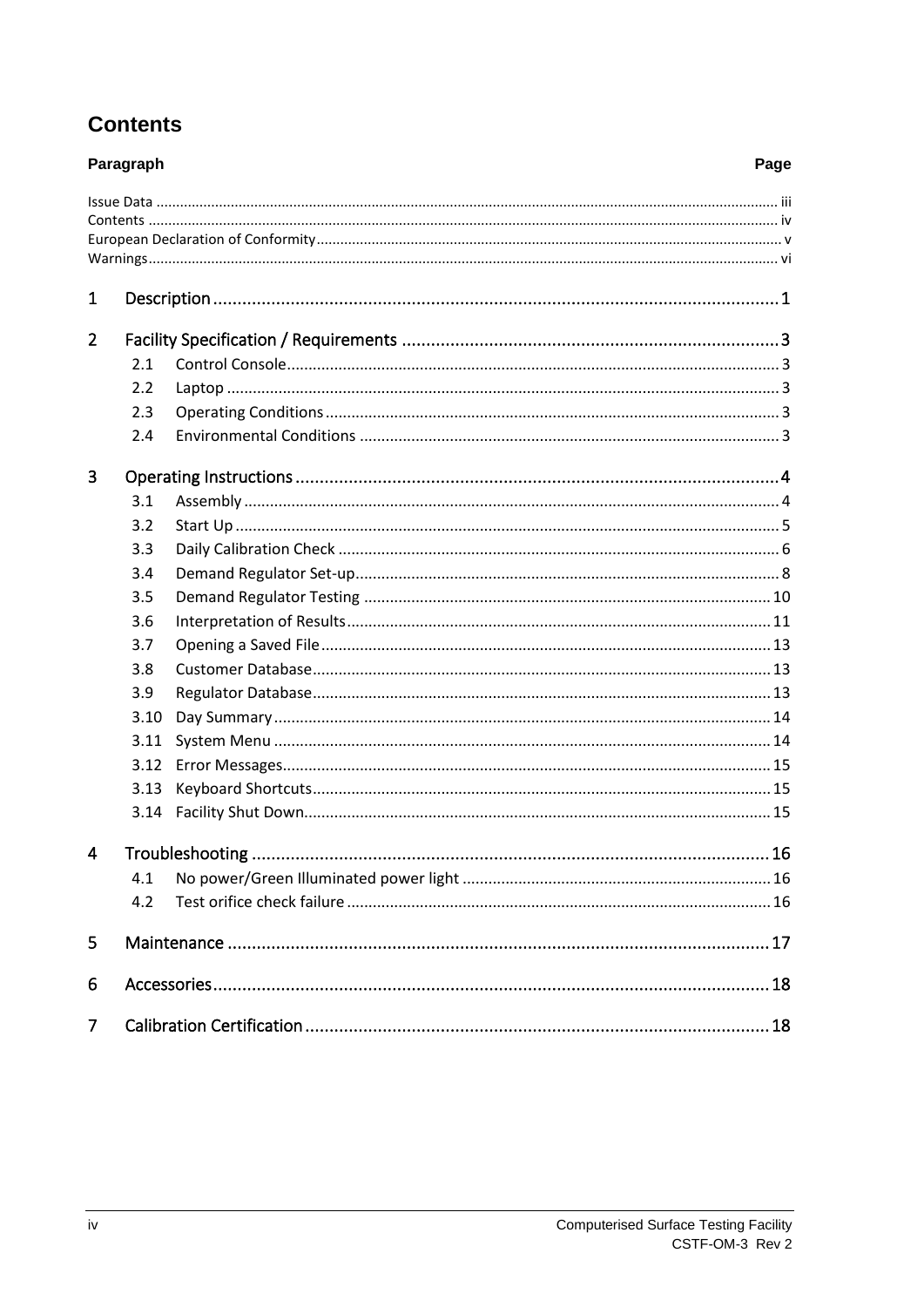# Contents

| Paragraph | | Page |
|---|---|---|
| Issue Data | | iii |
| Contents | | iv |
| European Declaration of Conformity | | v |
| Warnings | | vi |
| **1** | **Description** | **1** |
| **2** | **Facility Specification / Requirements** | **3** |
| 2.1 | Control Console | 3 |
| 2.2 | Laptop | 3 |
| 2.3 | Operating Conditions | 3 |
| 2.4 | Environmental Conditions | 3 |
| **3** | **Operating Instructions** | **4** |
| 3.1 | Assembly | 4 |
| 3.2 | Start Up | 5 |
| 3.3 | Daily Calibration Check | 6 |
| 3.4 | Demand Regulator Set-up | 8 |
| 3.5 | Demand Regulator Testing | 10 |
| 3.6 | Interpretation of Results | 11 |
| 3.7 | Opening a Saved File | 13 |
| 3.8 | Customer Database | 13 |
| 3.9 | Regulator Database | 13 |
| 3.10 | Day Summary | 14 |
| 3.11 | System Menu | 14 |
| 3.12 | Error Messages | 15 |
| 3.13 | Keyboard Shortcuts | 15 |
| 3.14 | Facility Shut Down | 15 |
| **4** | **Troubleshooting** | **16** |
| 4.1 | No power/Green Illuminated power light | 16 |
| 4.2 | Test orifice check failure | 16 |
| **5** | **Maintenance** | **17** |
| **6** | **Accessories** | **18** |
| **7** | **Calibration Certification** | **18** |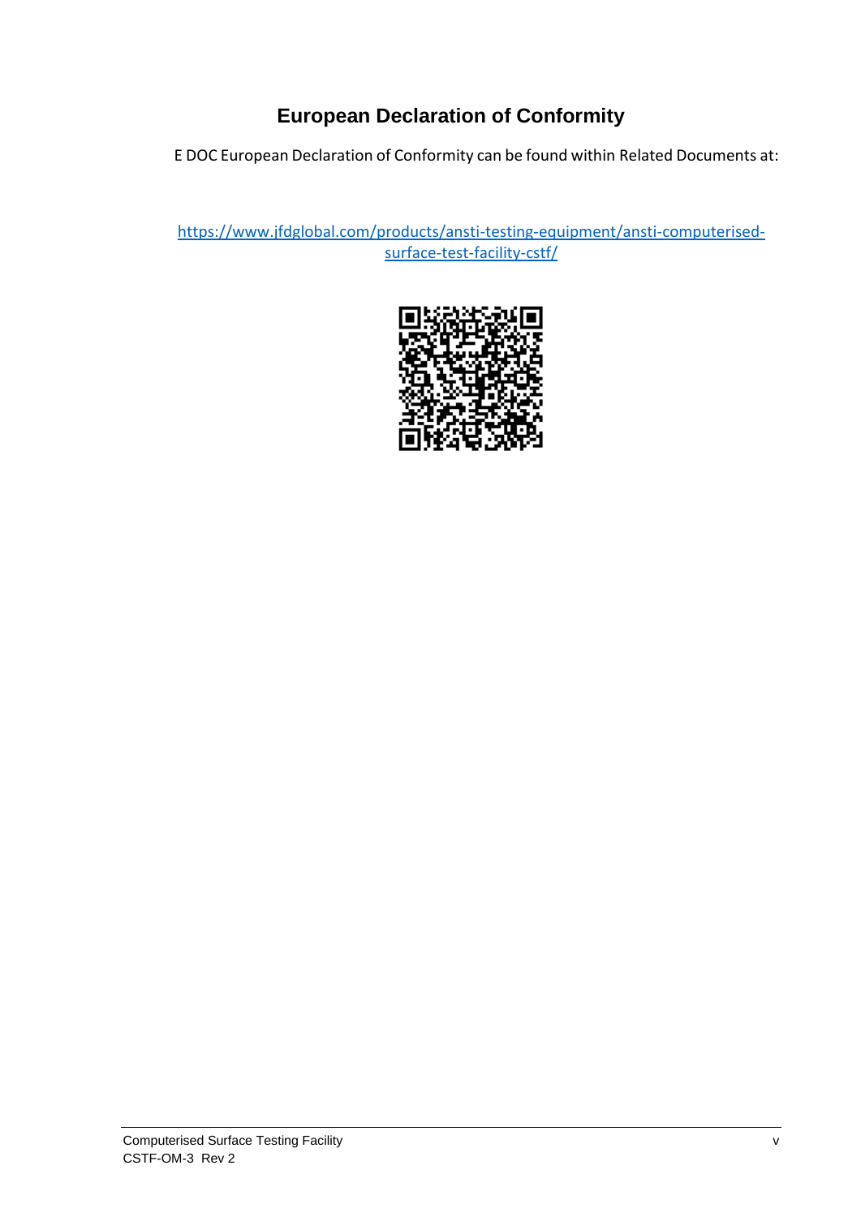# European Declaration of Conformity

E DOC European Declaration of Conformity can be found within Related Documents at:

https://www.jfdglobal.com/products/ansti-testing-equipment/ansti-computerised-surface-test-facility-cstf/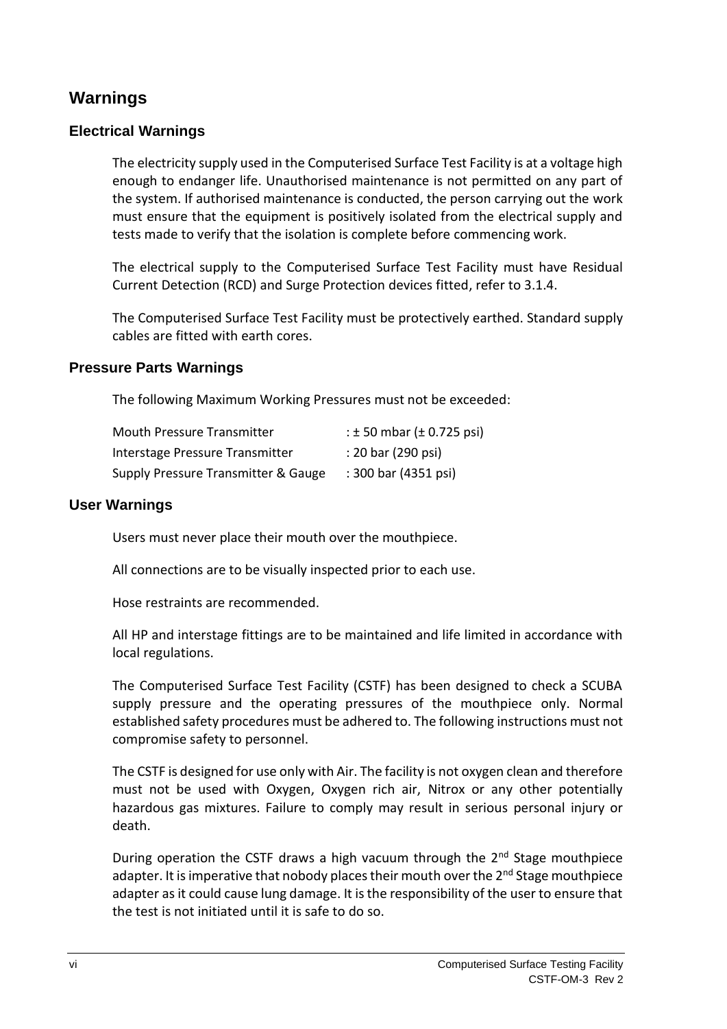## Warnings

### Electrical Warnings

The electricity supply used in the Computerised Surface Test Facility is at a voltage high enough to endanger life. Unauthorised maintenance is not permitted on any part of the system. If authorised maintenance is conducted, the person carrying out the work must ensure that the equipment is positively isolated from the electrical supply and tests made to verify that the isolation is complete before commencing work.

The electrical supply to the Computerised Surface Test Facility must have Residual Current Detection (RCD) and Surge Protection devices fitted, refer to 3.1.4.

The Computerised Surface Test Facility must be protectively earthed. Standard supply cables are fitted with earth cores.

### Pressure Parts Warnings

The following Maximum Working Pressures must not be exceeded:

| | |
|---|---|
| Mouth Pressure Transmitter | : ± 50 mbar (± 0.725 psi) |
| Interstage Pressure Transmitter | : 20 bar (290 psi) |
| Supply Pressure Transmitter & Gauge | : 300 bar (4351 psi) |

### User Warnings

Users must never place their mouth over the mouthpiece.

All connections are to be visually inspected prior to each use.

Hose restraints are recommended.

All HP and interstage fittings are to be maintained and life limited in accordance with local regulations.

The Computerised Surface Test Facility (CSTF) has been designed to check a SCUBA supply pressure and the operating pressures of the mouthpiece only. Normal established safety procedures must be adhered to. The following instructions must not compromise safety to personnel.

The CSTF is designed for use only with Air. The facility is not oxygen clean and therefore must not be used with Oxygen, Oxygen rich air, Nitrox or any other potentially hazardous gas mixtures. Failure to comply may result in serious personal injury or death.

During operation the CSTF draws a high vacuum through the 2nd Stage mouthpiece adapter. It is imperative that nobody places their mouth over the 2nd Stage mouthpiece adapter as it could cause lung damage. It is the responsibility of the user to ensure that the test is not initiated until it is safe to do so.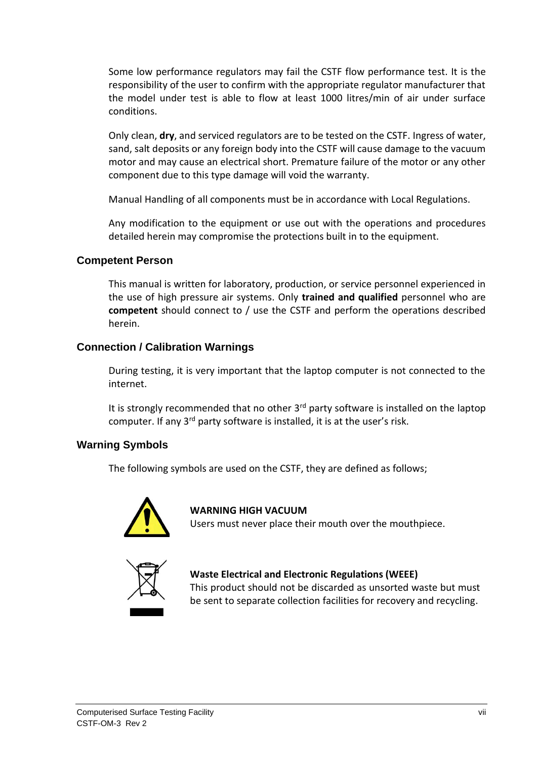Some low performance regulators may fail the CSTF flow performance test. It is the responsibility of the user to confirm with the appropriate regulator manufacturer that the model under test is able to flow at least 1000 litres/min of air under surface conditions.

Only clean, **dry**, and serviced regulators are to be tested on the CSTF. Ingress of water, sand, salt deposits or any foreign body into the CSTF will cause damage to the vacuum motor and may cause an electrical short. Premature failure of the motor or any other component due to this type damage will void the warranty.

Manual Handling of all components must be in accordance with Local Regulations.

Any modification to the equipment or use out with the operations and procedures detailed herein may compromise the protections built in to the equipment.

### Competent Person

This manual is written for laboratory, production, or service personnel experienced in the use of high pressure air systems. Only **trained and qualified** personnel who are **competent** should connect to / use the CSTF and perform the operations described herein.

### Connection / Calibration Warnings

During testing, it is very important that the laptop computer is not connected to the internet.

It is strongly recommended that no other 3rd party software is installed on the laptop computer. If any 3rd party software is installed, it is at the user's risk.

### Warning Symbols

The following symbols are used on the CSTF, they are defined as follows;

**WARNING HIGH VACUUM**
Users must never place their mouth over the mouthpiece.

**Waste Electrical and Electronic Regulations (WEEE)**
This product should not be discarded as unsorted waste but must be sent to separate collection facilities for recovery and recycling.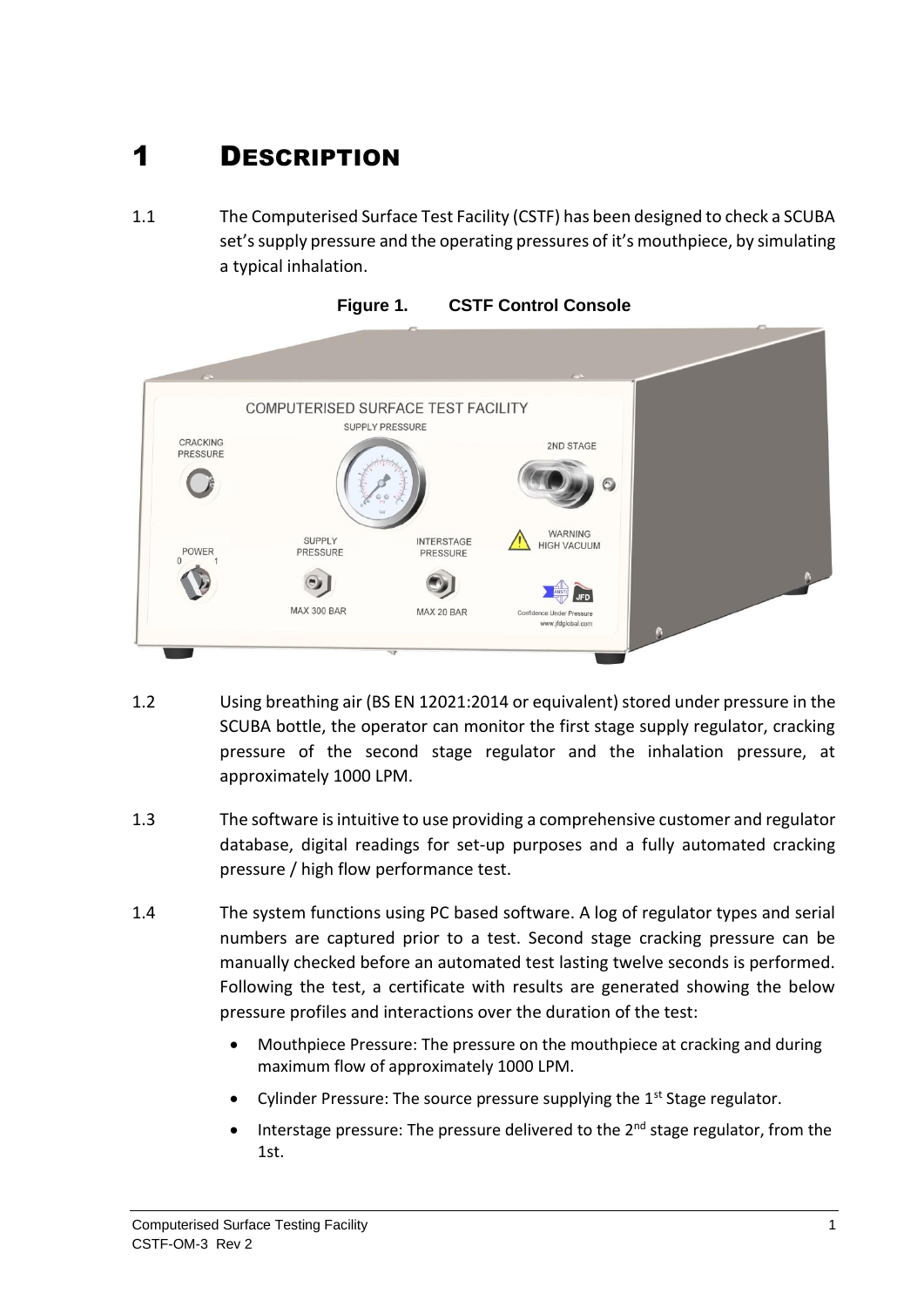# 1 DESCRIPTION

1.1 The Computerised Surface Test Facility (CSTF) has been designed to check a SCUBA set's supply pressure and the operating pressures of it's mouthpiece, by simulating a typical inhalation.

**Figure 1. CSTF Control Console**

1.2 Using breathing air (BS EN 12021:2014 or equivalent) stored under pressure in the SCUBA bottle, the operator can monitor the first stage supply regulator, cracking pressure of the second stage regulator and the inhalation pressure, at approximately 1000 LPM.

1.3 The software is intuitive to use providing a comprehensive customer and regulator database, digital readings for set-up purposes and a fully automated cracking pressure / high flow performance test.

1.4 The system functions using PC based software. A log of regulator types and serial numbers are captured prior to a test. Second stage cracking pressure can be manually checked before an automated test lasting twelve seconds is performed. Following the test, a certificate with results are generated showing the below pressure profiles and interactions over the duration of the test:

- Mouthpiece Pressure: The pressure on the mouthpiece at cracking and during maximum flow of approximately 1000 LPM.
- Cylinder Pressure: The source pressure supplying the 1st Stage regulator.
- Interstage pressure: The pressure delivered to the 2nd stage regulator, from the 1st.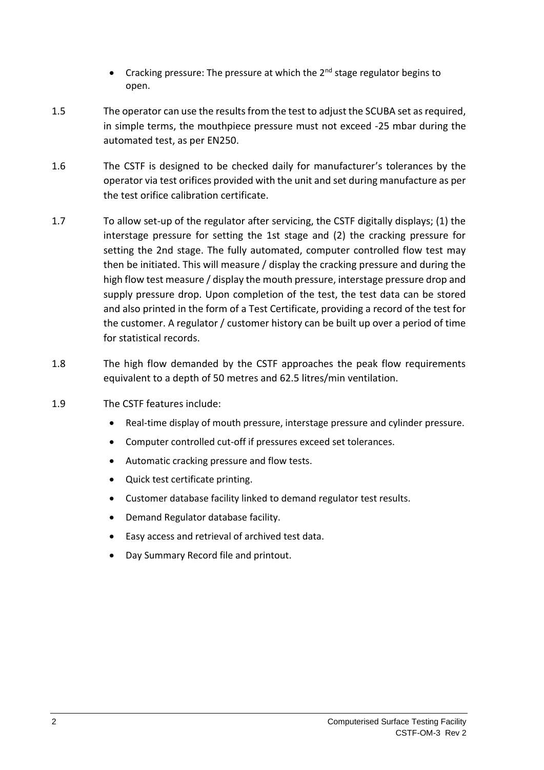- Cracking pressure: The pressure at which the 2nd stage regulator begins to open.

1.5 The operator can use the results from the test to adjust the SCUBA set as required, in simple terms, the mouthpiece pressure must not exceed -25 mbar during the automated test, as per EN250.

1.6 The CSTF is designed to be checked daily for manufacturer's tolerances by the operator via test orifices provided with the unit and set during manufacture as per the test orifice calibration certificate.

1.7 To allow set-up of the regulator after servicing, the CSTF digitally displays; (1) the interstage pressure for setting the 1st stage and (2) the cracking pressure for setting the 2nd stage. The fully automated, computer controlled flow test may then be initiated. This will measure / display the cracking pressure and during the high flow test measure / display the mouth pressure, interstage pressure drop and supply pressure drop. Upon completion of the test, the test data can be stored and also printed in the form of a Test Certificate, providing a record of the test for the customer. A regulator / customer history can be built up over a period of time for statistical records.

1.8 The high flow demanded by the CSTF approaches the peak flow requirements equivalent to a depth of 50 metres and 62.5 litres/min ventilation.

1.9 The CSTF features include:

- Real-time display of mouth pressure, interstage pressure and cylinder pressure.
- Computer controlled cut-off if pressures exceed set tolerances.
- Automatic cracking pressure and flow tests.
- Quick test certificate printing.
- Customer database facility linked to demand regulator test results.
- Demand Regulator database facility.
- Easy access and retrieval of archived test data.
- Day Summary Record file and printout.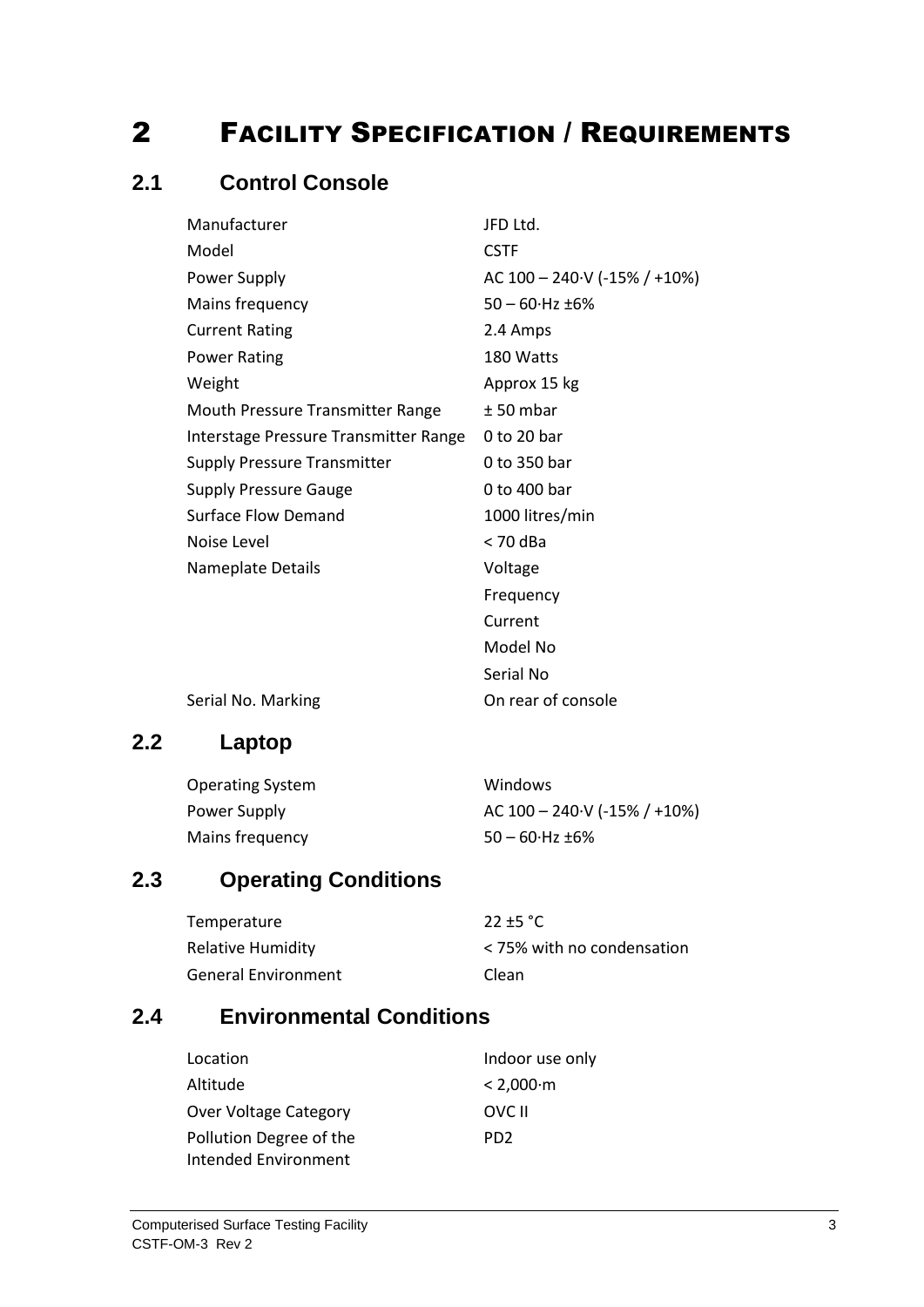# 2 FACILITY SPECIFICATION / REQUIREMENTS

## 2.1 Control Console

| | |
|---|---|
| Manufacturer | JFD Ltd. |
| Model | CSTF |
| Power Supply | AC 100 – 240·V (-15% / +10%) |
| Mains frequency | 50 – 60·Hz ±6% |
| Current Rating | 2.4 Amps |
| Power Rating | 180 Watts |
| Weight | Approx 15 kg |
| Mouth Pressure Transmitter Range | ± 50 mbar |
| Interstage Pressure Transmitter Range | 0 to 20 bar |
| Supply Pressure Transmitter | 0 to 350 bar |
| Supply Pressure Gauge | 0 to 400 bar |
| Surface Flow Demand | 1000 litres/min |
| Noise Level | < 70 dBa |
| Nameplate Details | Voltage |
| | Frequency |
| | Current |
| | Model No |
| | Serial No |
| Serial No. Marking | On rear of console |

## 2.2 Laptop

| | |
|---|---|
| Operating System | Windows |
| Power Supply | AC 100 – 240·V (-15% / +10%) |
| Mains frequency | 50 – 60·Hz ±6% |

## 2.3 Operating Conditions

| | |
|---|---|
| Temperature | 22 ±5 °C |
| Relative Humidity | < 75% with no condensation |
| General Environment | Clean |

## 2.4 Environmental Conditions

| | |
|---|---|
| Location | Indoor use only |
| Altitude | < 2,000·m |
| Over Voltage Category | OVC II |
| Pollution Degree of the Intended Environment | PD2 |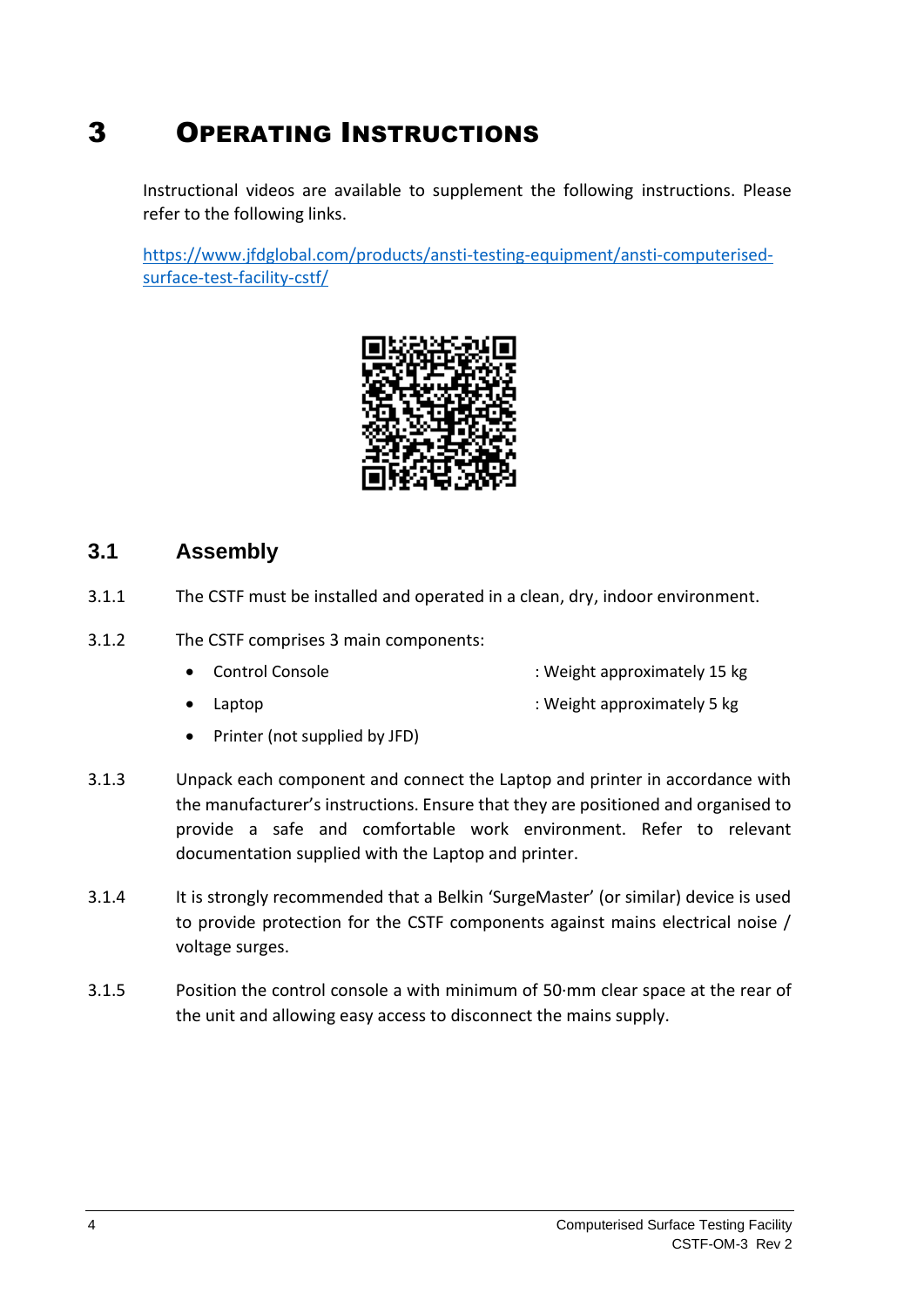# 3 Operating Instructions

Instructional videos are available to supplement the following instructions. Please refer to the following links.

[https://www.jfdglobal.com/products/ansti-testing-equipment/ansti-computerised-surface-test-facility-cstf/](https://www.jfdglobal.com/products/ansti-testing-equipment/ansti-computerised-surface-test-facility-cstf/)

## 3.1 Assembly

3.1.1 The CSTF must be installed and operated in a clean, dry, indoor environment.

3.1.2 The CSTF comprises 3 main components:

- Control Console : Weight approximately 15 kg
- Laptop : Weight approximately 5 kg
- Printer (not supplied by JFD)

3.1.3 Unpack each component and connect the Laptop and printer in accordance with the manufacturer's instructions. Ensure that they are positioned and organised to provide a safe and comfortable work environment. Refer to relevant documentation supplied with the Laptop and printer.

3.1.4 It is strongly recommended that a Belkin 'SurgeMaster' (or similar) device is used to provide protection for the CSTF components against mains electrical noise / voltage surges.

3.1.5 Position the control console a with minimum of 50·mm clear space at the rear of the unit and allowing easy access to disconnect the mains supply.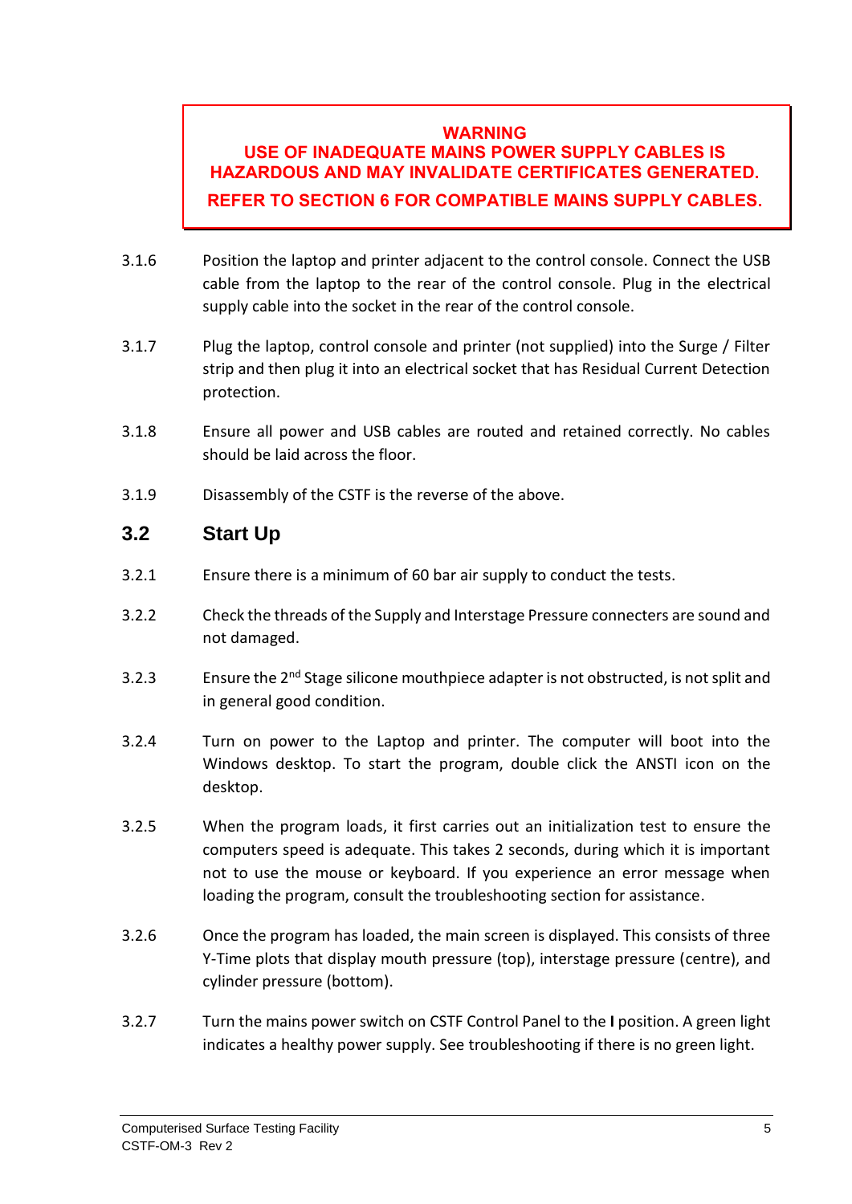**WARNING**
**USE OF INADEQUATE MAINS POWER SUPPLY CABLES IS HAZARDOUS AND MAY INVALIDATE CERTIFICATES GENERATED.**
**REFER TO SECTION 6 FOR COMPATIBLE MAINS SUPPLY CABLES.**

3.1.6 Position the laptop and printer adjacent to the control console. Connect the USB cable from the laptop to the rear of the control console. Plug in the electrical supply cable into the socket in the rear of the control console.

3.1.7 Plug the laptop, control console and printer (not supplied) into the Surge / Filter strip and then plug it into an electrical socket that has Residual Current Detection protection.

3.1.8 Ensure all power and USB cables are routed and retained correctly. No cables should be laid across the floor.

3.1.9 Disassembly of the CSTF is the reverse of the above.

## 3.2 Start Up

3.2.1 Ensure there is a minimum of 60 bar air supply to conduct the tests.

3.2.2 Check the threads of the Supply and Interstage Pressure connecters are sound and not damaged.

3.2.3 Ensure the 2nd Stage silicone mouthpiece adapter is not obstructed, is not split and in general good condition.

3.2.4 Turn on power to the Laptop and printer. The computer will boot into the Windows desktop. To start the program, double click the ANSTI icon on the desktop.

3.2.5 When the program loads, it first carries out an initialization test to ensure the computers speed is adequate. This takes 2 seconds, during which it is important not to use the mouse or keyboard. If you experience an error message when loading the program, consult the troubleshooting section for assistance.

3.2.6 Once the program has loaded, the main screen is displayed. This consists of three Y-Time plots that display mouth pressure (top), interstage pressure (centre), and cylinder pressure (bottom).

3.2.7 Turn the mains power switch on CSTF Control Panel to the **I** position. A green light indicates a healthy power supply. See troubleshooting if there is no green light.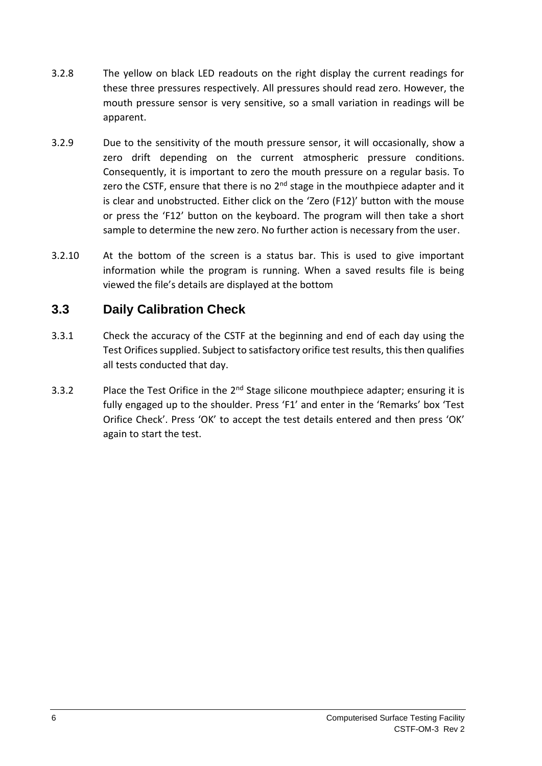3.2.8 The yellow on black LED readouts on the right display the current readings for these three pressures respectively. All pressures should read zero. However, the mouth pressure sensor is very sensitive, so a small variation in readings will be apparent.

3.2.9 Due to the sensitivity of the mouth pressure sensor, it will occasionally, show a zero drift depending on the current atmospheric pressure conditions. Consequently, it is important to zero the mouth pressure on a regular basis. To zero the CSTF, ensure that there is no 2nd stage in the mouthpiece adapter and it is clear and unobstructed. Either click on the 'Zero (F12)' button with the mouse or press the 'F12' button on the keyboard. The program will then take a short sample to determine the new zero. No further action is necessary from the user.

3.2.10 At the bottom of the screen is a status bar. This is used to give important information while the program is running. When a saved results file is being viewed the file's details are displayed at the bottom

## 3.3 Daily Calibration Check

3.3.1 Check the accuracy of the CSTF at the beginning and end of each day using the Test Orifices supplied. Subject to satisfactory orifice test results, this then qualifies all tests conducted that day.

3.3.2 Place the Test Orifice in the 2nd Stage silicone mouthpiece adapter; ensuring it is fully engaged up to the shoulder. Press 'F1' and enter in the 'Remarks' box 'Test Orifice Check'. Press 'OK' to accept the test details entered and then press 'OK' again to start the test.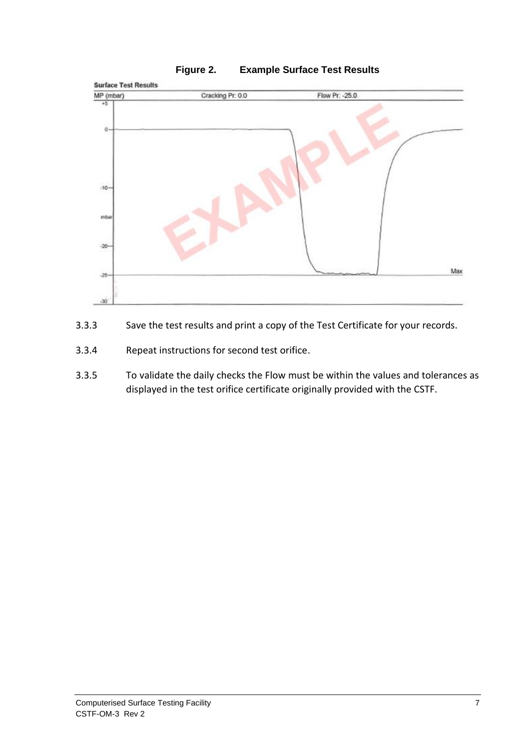**Figure 2. Example Surface Test Results**

3.3.3 Save the test results and print a copy of the Test Certificate for your records.

3.3.4 Repeat instructions for second test orifice.

3.3.5 To validate the daily checks the Flow must be within the values and tolerances as displayed in the test orifice certificate originally provided with the CSTF.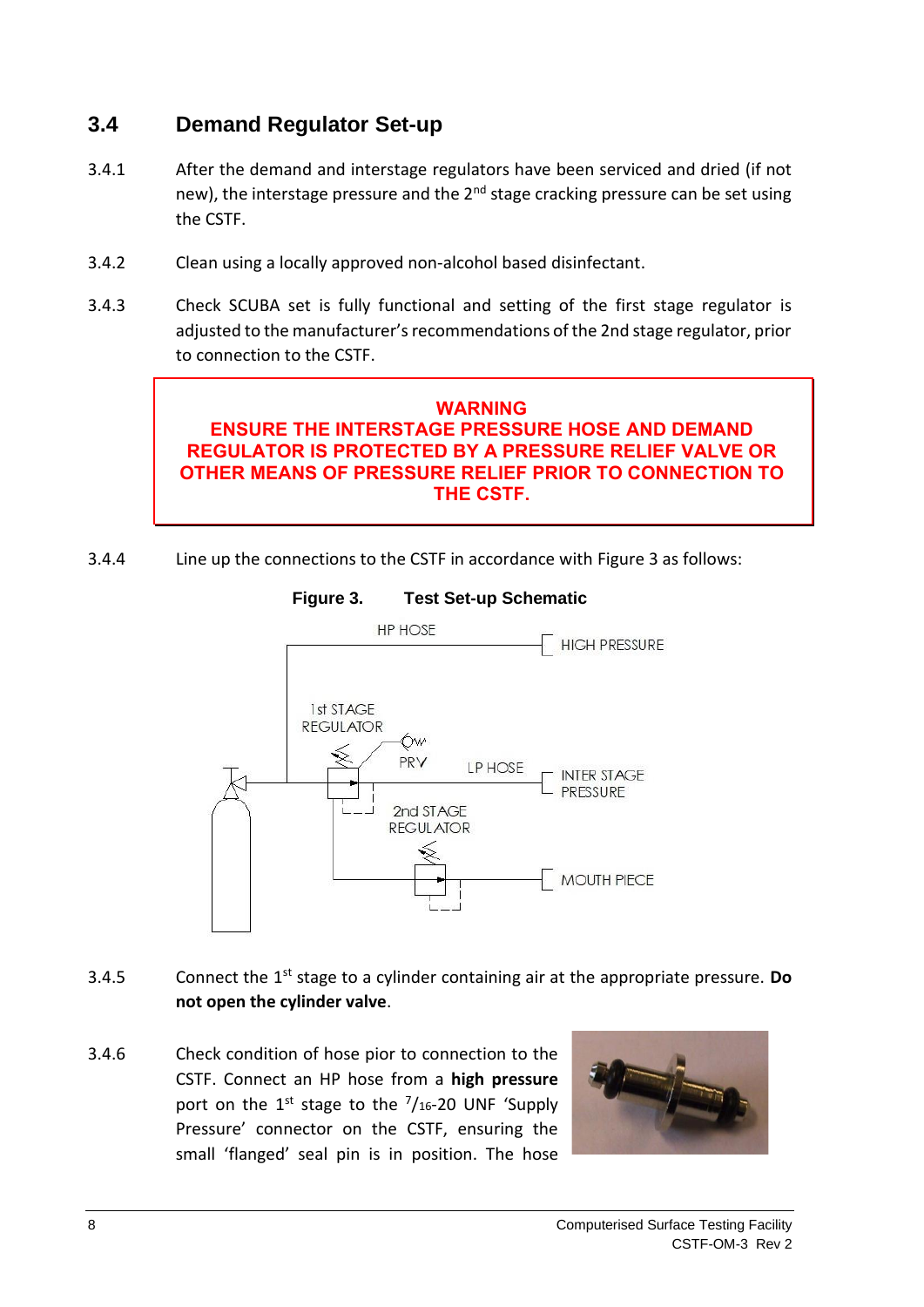## 3.4 Demand Regulator Set-up

3.4.1 After the demand and interstage regulators have been serviced and dried (if not new), the interstage pressure and the 2nd stage cracking pressure can be set using the CSTF.

3.4.2 Clean using a locally approved non-alcohol based disinfectant.

3.4.3 Check SCUBA set is fully functional and setting of the first stage regulator is adjusted to the manufacturer's recommendations of the 2nd stage regulator, prior to connection to the CSTF.

> **WARNING**
> **ENSURE THE INTERSTAGE PRESSURE HOSE AND DEMAND REGULATOR IS PROTECTED BY A PRESSURE RELIEF VALVE OR OTHER MEANS OF PRESSURE RELIEF PRIOR TO CONNECTION TO THE CSTF.**

3.4.4 Line up the connections to the CSTF in accordance with Figure 3 as follows:

**Figure 3. Test Set-up Schematic**

HP HOSE — HIGH PRESSURE
1st STAGE REGULATOR — PRV — LP HOSE — INTER STAGE PRESSURE
2nd STAGE REGULATOR — MOUTH PIECE

3.4.5 Connect the 1st stage to a cylinder containing air at the appropriate pressure. **Do not open the cylinder valve**.

3.4.6 Check condition of hose pior to connection to the CSTF. Connect an HP hose from a **high pressure** port on the 1st stage to the 7/16-20 UNF 'Supply Pressure' connector on the CSTF, ensuring the small 'flanged' seal pin is in position. The hose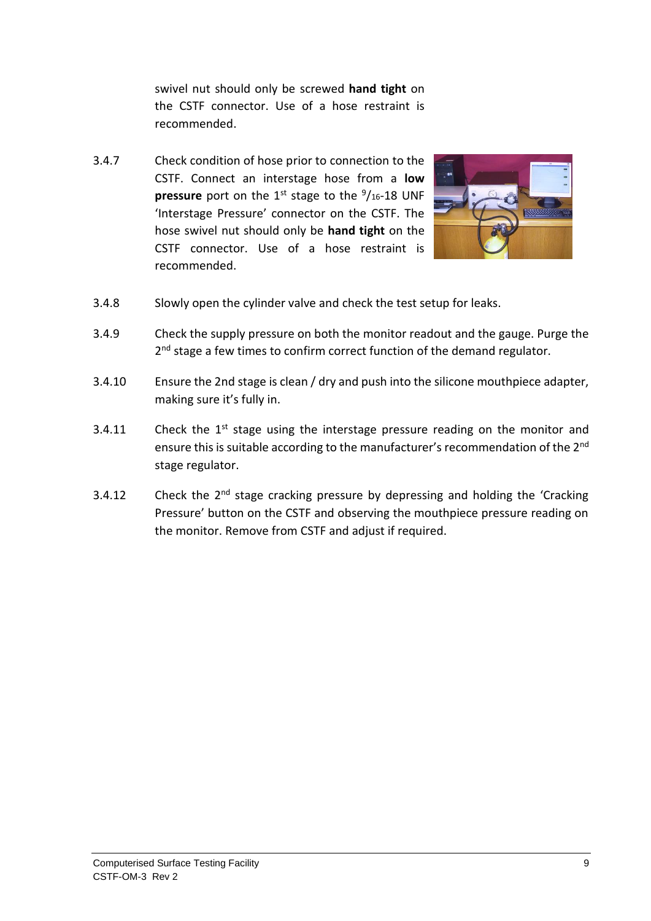swivel nut should only be screwed **hand tight** on the CSTF connector. Use of a hose restraint is recommended.

3.4.7 Check condition of hose prior to connection to the CSTF. Connect an interstage hose from a **low pressure** port on the 1st stage to the 9/16-18 UNF 'Interstage Pressure' connector on the CSTF. The hose swivel nut should only be **hand tight** on the CSTF connector. Use of a hose restraint is recommended.

3.4.8 Slowly open the cylinder valve and check the test setup for leaks.

3.4.9 Check the supply pressure on both the monitor readout and the gauge. Purge the 2nd stage a few times to confirm correct function of the demand regulator.

3.4.10 Ensure the 2nd stage is clean / dry and push into the silicone mouthpiece adapter, making sure it's fully in.

3.4.11 Check the 1st stage using the interstage pressure reading on the monitor and ensure this is suitable according to the manufacturer's recommendation of the 2nd stage regulator.

3.4.12 Check the 2nd stage cracking pressure by depressing and holding the 'Cracking Pressure' button on the CSTF and observing the mouthpiece pressure reading on the monitor. Remove from CSTF and adjust if required.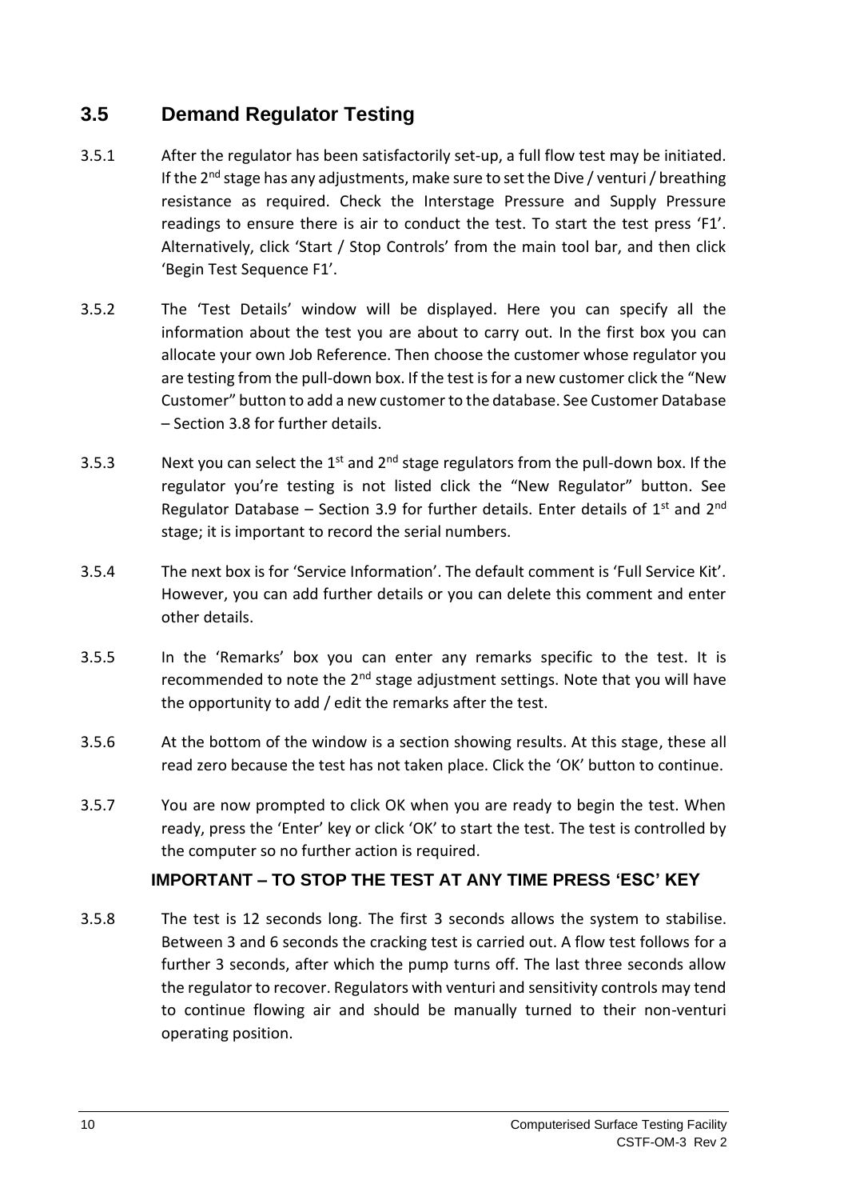## 3.5 Demand Regulator Testing

3.5.1 After the regulator has been satisfactorily set-up, a full flow test may be initiated. If the 2nd stage has any adjustments, make sure to set the Dive / venturi / breathing resistance as required. Check the Interstage Pressure and Supply Pressure readings to ensure there is air to conduct the test. To start the test press 'F1'. Alternatively, click 'Start / Stop Controls' from the main tool bar, and then click 'Begin Test Sequence F1'.

3.5.2 The 'Test Details' window will be displayed. Here you can specify all the information about the test you are about to carry out. In the first box you can allocate your own Job Reference. Then choose the customer whose regulator you are testing from the pull-down box. If the test is for a new customer click the "New Customer" button to add a new customer to the database. See Customer Database – Section 3.8 for further details.

3.5.3 Next you can select the 1st and 2nd stage regulators from the pull-down box. If the regulator you're testing is not listed click the "New Regulator" button. See Regulator Database – Section 3.9 for further details. Enter details of 1st and 2nd stage; it is important to record the serial numbers.

3.5.4 The next box is for 'Service Information'. The default comment is 'Full Service Kit'. However, you can add further details or you can delete this comment and enter other details.

3.5.5 In the 'Remarks' box you can enter any remarks specific to the test. It is recommended to note the 2nd stage adjustment settings. Note that you will have the opportunity to add / edit the remarks after the test.

3.5.6 At the bottom of the window is a section showing results. At this stage, these all read zero because the test has not taken place. Click the 'OK' button to continue.

3.5.7 You are now prompted to click OK when you are ready to begin the test. When ready, press the 'Enter' key or click 'OK' to start the test. The test is controlled by the computer so no further action is required.

**IMPORTANT – TO STOP THE TEST AT ANY TIME PRESS 'ESC' KEY**

3.5.8 The test is 12 seconds long. The first 3 seconds allows the system to stabilise. Between 3 and 6 seconds the cracking test is carried out. A flow test follows for a further 3 seconds, after which the pump turns off. The last three seconds allow the regulator to recover. Regulators with venturi and sensitivity controls may tend to continue flowing air and should be manually turned to their non-venturi operating position.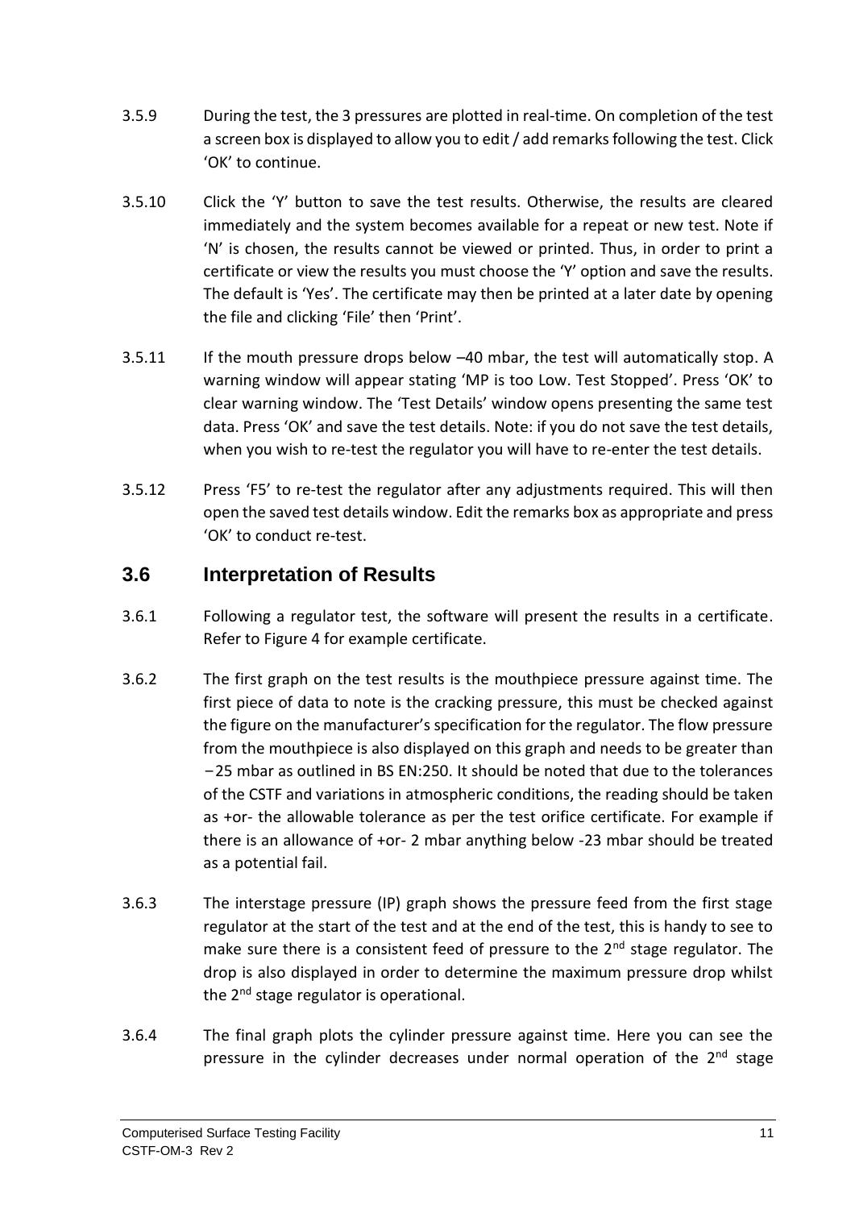3.5.9 During the test, the 3 pressures are plotted in real-time. On completion of the test a screen box is displayed to allow you to edit / add remarks following the test. Click 'OK' to continue.

3.5.10 Click the 'Y' button to save the test results. Otherwise, the results are cleared immediately and the system becomes available for a repeat or new test. Note if 'N' is chosen, the results cannot be viewed or printed. Thus, in order to print a certificate or view the results you must choose the 'Y' option and save the results. The default is 'Yes'. The certificate may then be printed at a later date by opening the file and clicking 'File' then 'Print'.

3.5.11 If the mouth pressure drops below –40 mbar, the test will automatically stop. A warning window will appear stating 'MP is too Low. Test Stopped'. Press 'OK' to clear warning window. The 'Test Details' window opens presenting the same test data. Press 'OK' and save the test details. Note: if you do not save the test details, when you wish to re-test the regulator you will have to re-enter the test details.

3.5.12 Press 'F5' to re-test the regulator after any adjustments required. This will then open the saved test details window. Edit the remarks box as appropriate and press 'OK' to conduct re-test.

## 3.6 Interpretation of Results

3.6.1 Following a regulator test, the software will present the results in a certificate. Refer to Figure 4 for example certificate.

3.6.2 The first graph on the test results is the mouthpiece pressure against time. The first piece of data to note is the cracking pressure, this must be checked against the figure on the manufacturer's specification for the regulator. The flow pressure from the mouthpiece is also displayed on this graph and needs to be greater than −25 mbar as outlined in BS EN:250. It should be noted that due to the tolerances of the CSTF and variations in atmospheric conditions, the reading should be taken as +or- the allowable tolerance as per the test orifice certificate. For example if there is an allowance of +or- 2 mbar anything below -23 mbar should be treated as a potential fail.

3.6.3 The interstage pressure (IP) graph shows the pressure feed from the first stage regulator at the start of the test and at the end of the test, this is handy to see to make sure there is a consistent feed of pressure to the 2nd stage regulator. The drop is also displayed in order to determine the maximum pressure drop whilst the 2nd stage regulator is operational.

3.6.4 The final graph plots the cylinder pressure against time. Here you can see the pressure in the cylinder decreases under normal operation of the 2nd stage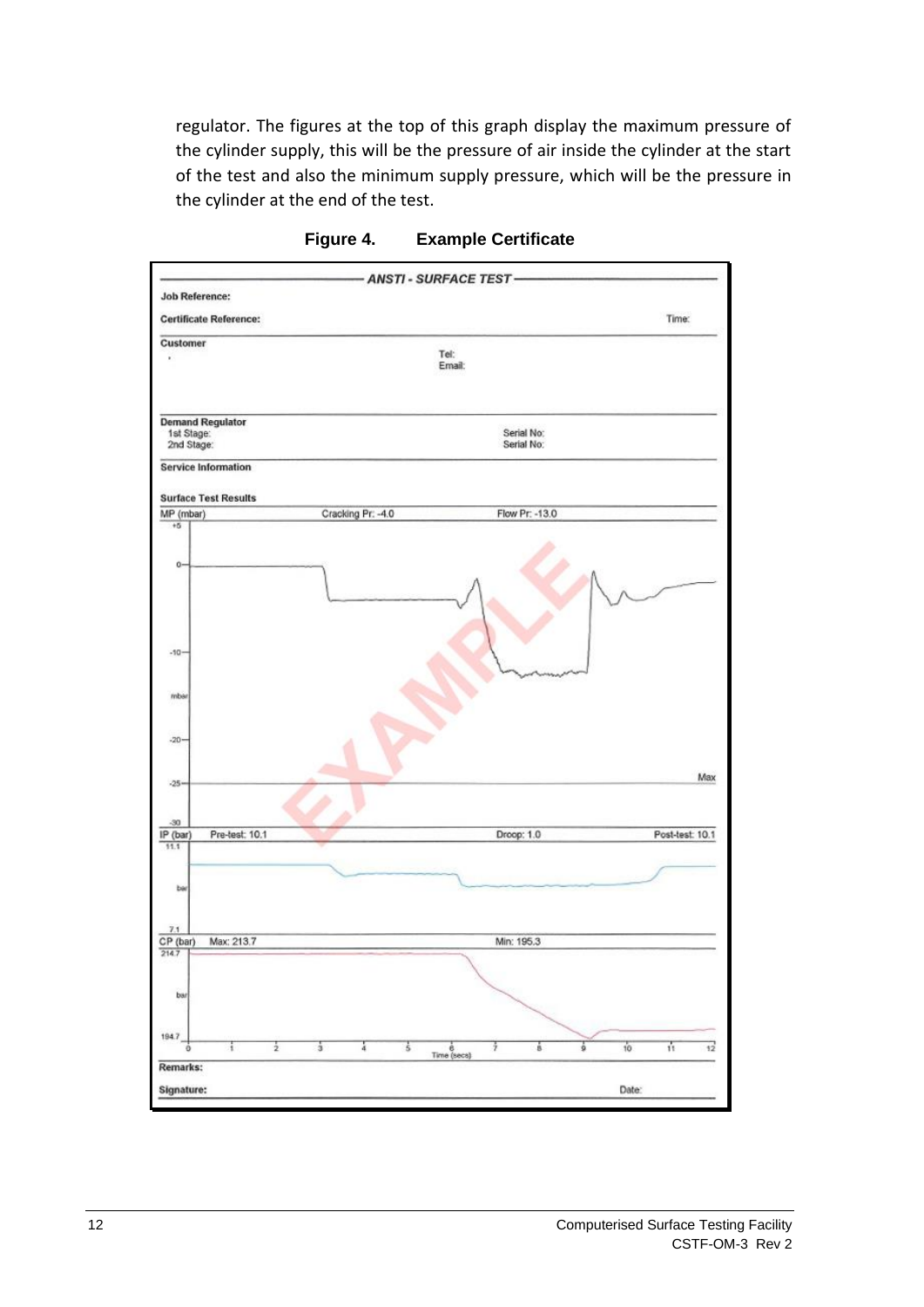regulator. The figures at the top of this graph display the maximum pressure of the cylinder supply, this will be the pressure of air inside the cylinder at the start of the test and also the minimum supply pressure, which will be the pressure in the cylinder at the end of the test.

**Figure 4. Example Certificate**

**ANSTI - SURFACE TEST**

**Job Reference:**

**Certificate Reference:** Time:

**Customer**

Tel:
Email:

**Demand Regulator**
1st Stage: Serial No:
2nd Stage: Serial No:

**Service Information**

**Surface Test Results**

MP (mbar) Cracking Pr: -4.0 Flow Pr: -13.0

IP (bar) Pre-test: 10.1 Droop: 1.0 Post-test: 10.1

CP (bar) Max: 213.7 Min: 195.3

Time (secs)

**Remarks:**

**Signature:** Date: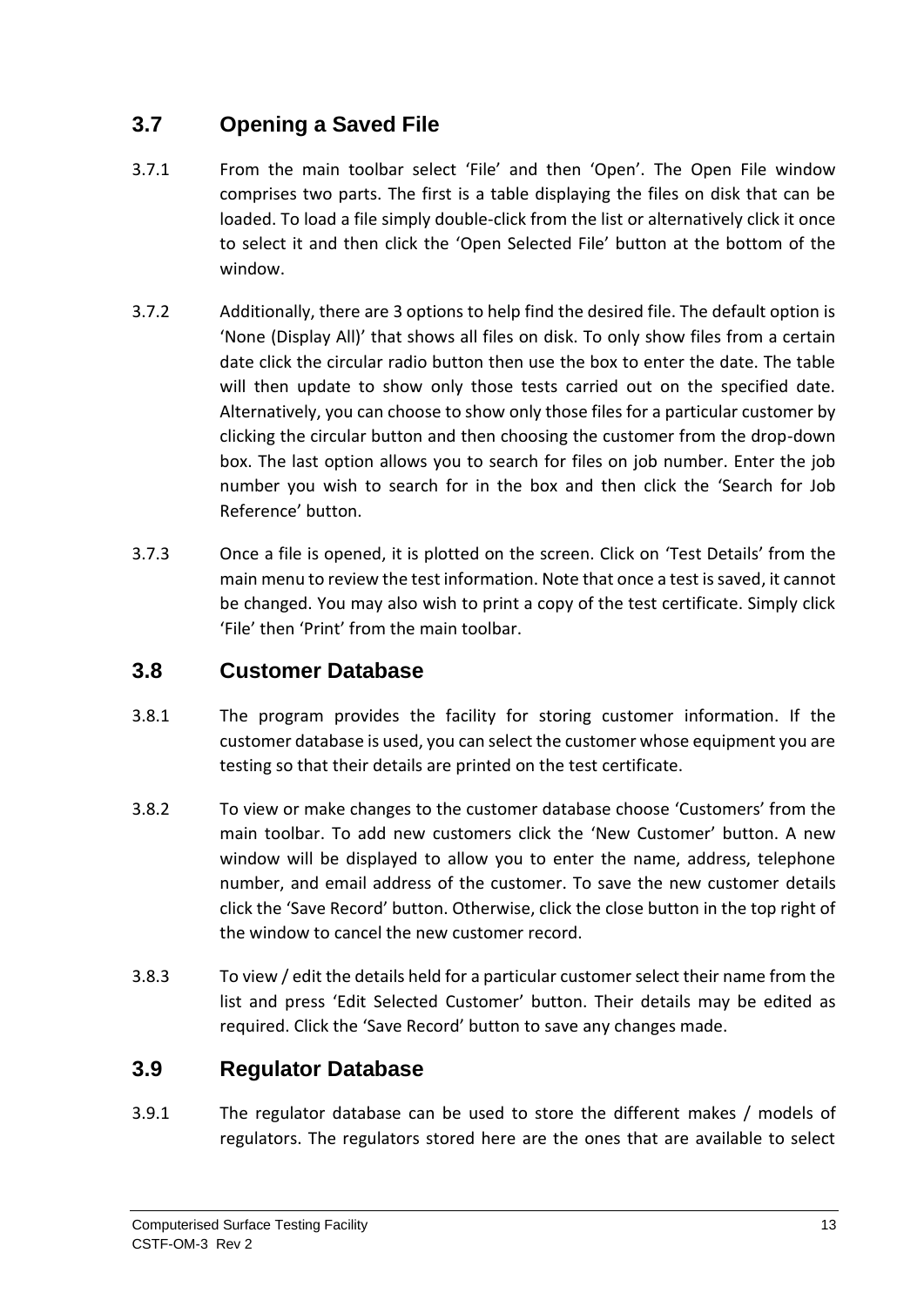## 3.7 Opening a Saved File

3.7.1 From the main toolbar select 'File' and then 'Open'. The Open File window comprises two parts. The first is a table displaying the files on disk that can be loaded. To load a file simply double-click from the list or alternatively click it once to select it and then click the 'Open Selected File' button at the bottom of the window.

3.7.2 Additionally, there are 3 options to help find the desired file. The default option is 'None (Display All)' that shows all files on disk. To only show files from a certain date click the circular radio button then use the box to enter the date. The table will then update to show only those tests carried out on the specified date. Alternatively, you can choose to show only those files for a particular customer by clicking the circular button and then choosing the customer from the drop-down box. The last option allows you to search for files on job number. Enter the job number you wish to search for in the box and then click the 'Search for Job Reference' button.

3.7.3 Once a file is opened, it is plotted on the screen. Click on 'Test Details' from the main menu to review the test information. Note that once a test is saved, it cannot be changed. You may also wish to print a copy of the test certificate. Simply click 'File' then 'Print' from the main toolbar.

## 3.8 Customer Database

3.8.1 The program provides the facility for storing customer information. If the customer database is used, you can select the customer whose equipment you are testing so that their details are printed on the test certificate.

3.8.2 To view or make changes to the customer database choose 'Customers' from the main toolbar. To add new customers click the 'New Customer' button. A new window will be displayed to allow you to enter the name, address, telephone number, and email address of the customer. To save the new customer details click the 'Save Record' button. Otherwise, click the close button in the top right of the window to cancel the new customer record.

3.8.3 To view / edit the details held for a particular customer select their name from the list and press 'Edit Selected Customer' button. Their details may be edited as required. Click the 'Save Record' button to save any changes made.

## 3.9 Regulator Database

3.9.1 The regulator database can be used to store the different makes / models of regulators. The regulators stored here are the ones that are available to select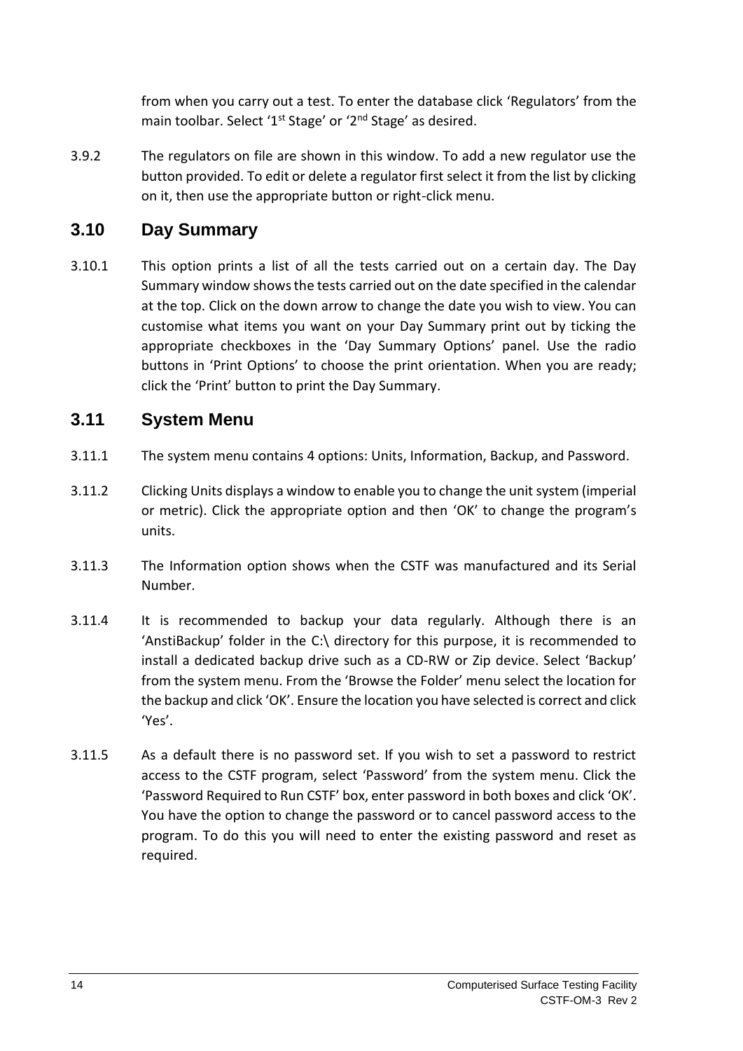from when you carry out a test. To enter the database click 'Regulators' from the main toolbar. Select '1st Stage' or '2nd Stage' as desired.

3.9.2 The regulators on file are shown in this window. To add a new regulator use the button provided. To edit or delete a regulator first select it from the list by clicking on it, then use the appropriate button or right-click menu.

## 3.10 Day Summary

3.10.1 This option prints a list of all the tests carried out on a certain day. The Day Summary window shows the tests carried out on the date specified in the calendar at the top. Click on the down arrow to change the date you wish to view. You can customise what items you want on your Day Summary print out by ticking the appropriate checkboxes in the 'Day Summary Options' panel. Use the radio buttons in 'Print Options' to choose the print orientation. When you are ready; click the 'Print' button to print the Day Summary.

## 3.11 System Menu

3.11.1 The system menu contains 4 options: Units, Information, Backup, and Password.

3.11.2 Clicking Units displays a window to enable you to change the unit system (imperial or metric). Click the appropriate option and then 'OK' to change the program's units.

3.11.3 The Information option shows when the CSTF was manufactured and its Serial Number.

3.11.4 It is recommended to backup your data regularly. Although there is an 'AnstiBackup' folder in the C:\ directory for this purpose, it is recommended to install a dedicated backup drive such as a CD-RW or Zip device. Select 'Backup' from the system menu. From the 'Browse the Folder' menu select the location for the backup and click 'OK'. Ensure the location you have selected is correct and click 'Yes'.

3.11.5 As a default there is no password set. If you wish to set a password to restrict access to the CSTF program, select 'Password' from the system menu. Click the 'Password Required to Run CSTF' box, enter password in both boxes and click 'OK'. You have the option to change the password or to cancel password access to the program. To do this you will need to enter the existing password and reset as required.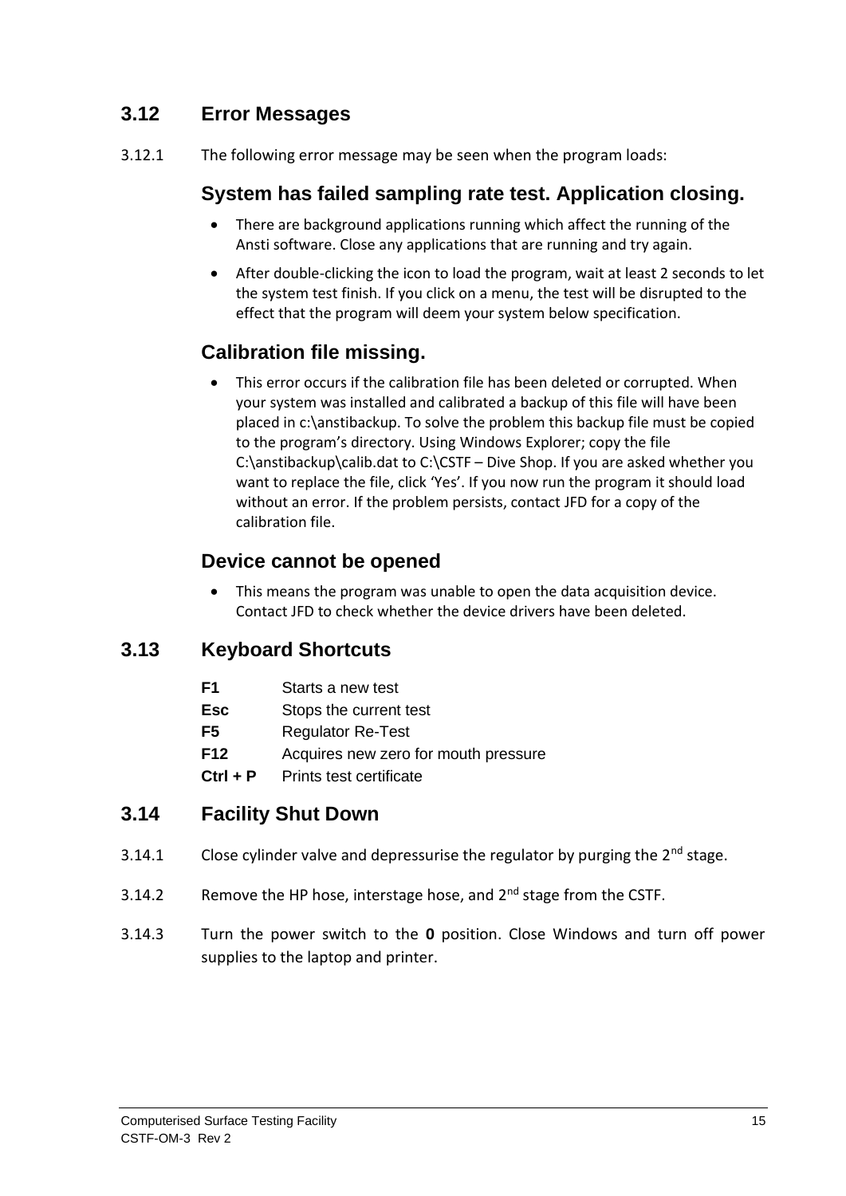## 3.12 Error Messages

3.12.1 The following error message may be seen when the program loads:

### System has failed sampling rate test. Application closing.

- There are background applications running which affect the running of the Ansti software. Close any applications that are running and try again.
- After double-clicking the icon to load the program, wait at least 2 seconds to let the system test finish. If you click on a menu, the test will be disrupted to the effect that the program will deem your system below specification.

### Calibration file missing.

- This error occurs if the calibration file has been deleted or corrupted. When your system was installed and calibrated a backup of this file will have been placed in c:\anstibackup. To solve the problem this backup file must be copied to the program's directory. Using Windows Explorer; copy the file C:\anstibackup\calib.dat to C:\CSTF – Dive Shop. If you are asked whether you want to replace the file, click 'Yes'. If you now run the program it should load without an error. If the problem persists, contact JFD for a copy of the calibration file.

### Device cannot be opened

- This means the program was unable to open the data acquisition device. Contact JFD to check whether the device drivers have been deleted.

## 3.13 Keyboard Shortcuts

| | |
|---|---|
| **F1** | Starts a new test |
| **Esc** | Stops the current test |
| **F5** | Regulator Re-Test |
| **F12** | Acquires new zero for mouth pressure |
| **Ctrl + P** | Prints test certificate |

## 3.14 Facility Shut Down

3.14.1 Close cylinder valve and depressurise the regulator by purging the 2nd stage.

3.14.2 Remove the HP hose, interstage hose, and 2nd stage from the CSTF.

3.14.3 Turn the power switch to the **0** position. Close Windows and turn off power supplies to the laptop and printer.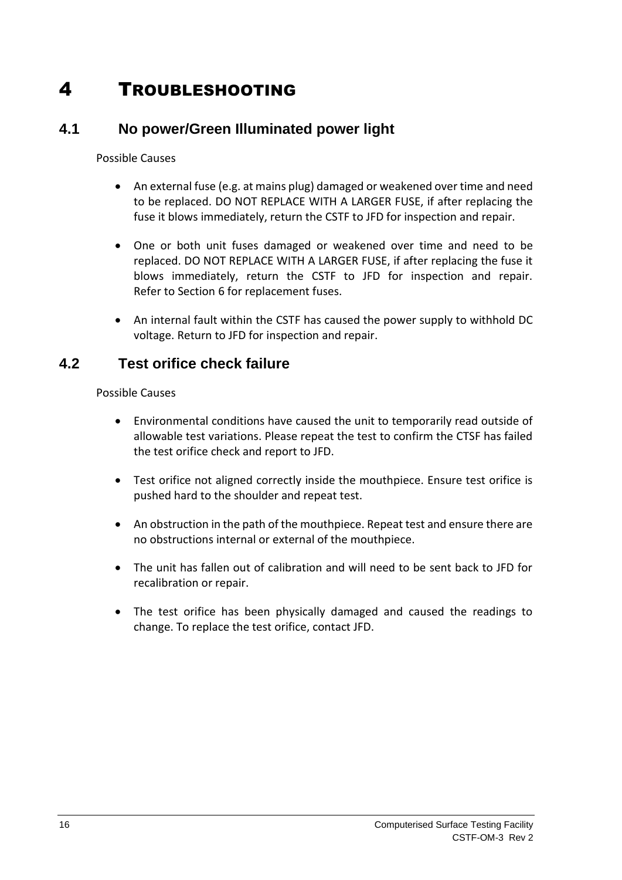# 4 TROUBLESHOOTING

## 4.1 No power/Green Illuminated power light

Possible Causes

- An external fuse (e.g. at mains plug) damaged or weakened over time and need to be replaced. DO NOT REPLACE WITH A LARGER FUSE, if after replacing the fuse it blows immediately, return the CSTF to JFD for inspection and repair.
- One or both unit fuses damaged or weakened over time and need to be replaced. DO NOT REPLACE WITH A LARGER FUSE, if after replacing the fuse it blows immediately, return the CSTF to JFD for inspection and repair. Refer to Section 6 for replacement fuses.
- An internal fault within the CSTF has caused the power supply to withhold DC voltage. Return to JFD for inspection and repair.

## 4.2 Test orifice check failure

Possible Causes

- Environmental conditions have caused the unit to temporarily read outside of allowable test variations. Please repeat the test to confirm the CTSF has failed the test orifice check and report to JFD.
- Test orifice not aligned correctly inside the mouthpiece. Ensure test orifice is pushed hard to the shoulder and repeat test.
- An obstruction in the path of the mouthpiece. Repeat test and ensure there are no obstructions internal or external of the mouthpiece.
- The unit has fallen out of calibration and will need to be sent back to JFD for recalibration or repair.
- The test orifice has been physically damaged and caused the readings to change. To replace the test orifice, contact JFD.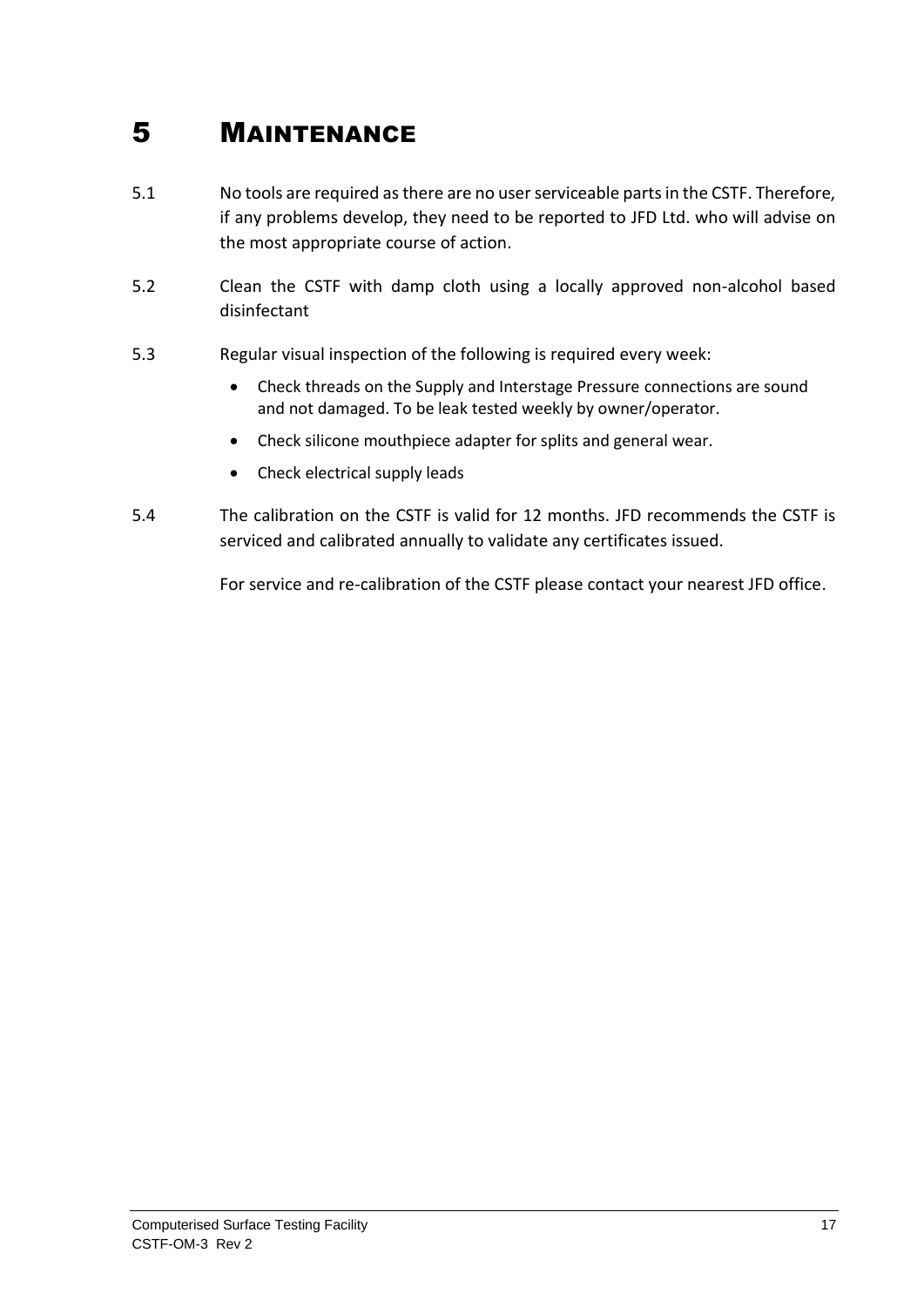# 5 MAINTENANCE

5.1 No tools are required as there are no user serviceable parts in the CSTF. Therefore, if any problems develop, they need to be reported to JFD Ltd. who will advise on the most appropriate course of action.

5.2 Clean the CSTF with damp cloth using a locally approved non-alcohol based disinfectant

5.3 Regular visual inspection of the following is required every week:

- Check threads on the Supply and Interstage Pressure connections are sound and not damaged. To be leak tested weekly by owner/operator.
- Check silicone mouthpiece adapter for splits and general wear.
- Check electrical supply leads

5.4 The calibration on the CSTF is valid for 12 months. JFD recommends the CSTF is serviced and calibrated annually to validate any certificates issued.

For service and re-calibration of the CSTF please contact your nearest JFD office.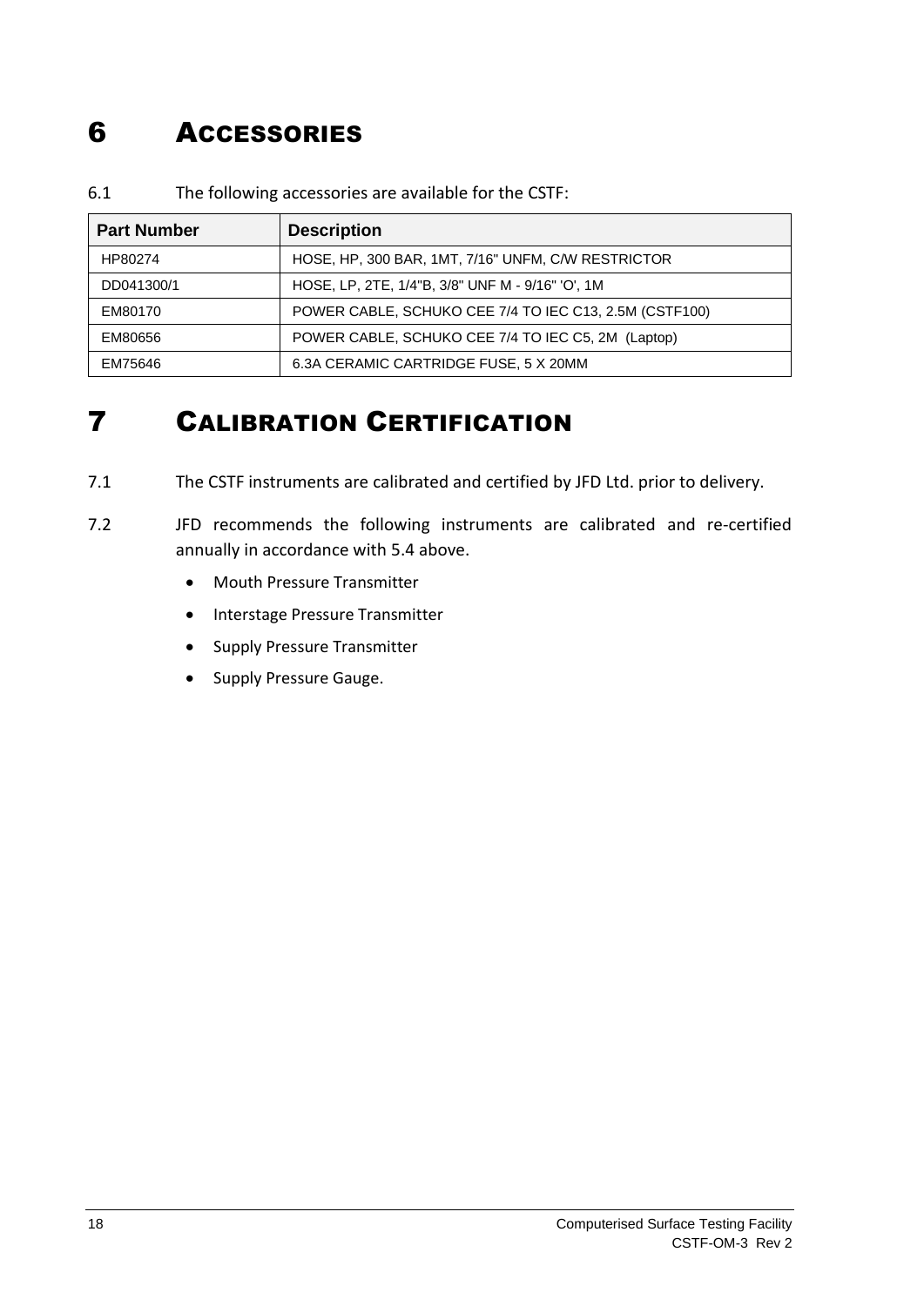# 6 ACCESSORIES

6.1 The following accessories are available for the CSTF:

| Part Number | Description |
|---|---|
| HP80274 | HOSE, HP, 300 BAR, 1MT, 7/16" UNFM, C/W RESTRICTOR |
| DD041300/1 | HOSE, LP, 2TE, 1/4"B, 3/8" UNF M - 9/16" 'O', 1M |
| EM80170 | POWER CABLE, SCHUKO CEE 7/4 TO IEC C13, 2.5M (CSTF100) |
| EM80656 | POWER CABLE, SCHUKO CEE 7/4 TO IEC C5, 2M (Laptop) |
| EM75646 | 6.3A CERAMIC CARTRIDGE FUSE, 5 X 20MM |

# 7 CALIBRATION CERTIFICATION

7.1 The CSTF instruments are calibrated and certified by JFD Ltd. prior to delivery.

7.2 JFD recommends the following instruments are calibrated and re-certified annually in accordance with 5.4 above.

- Mouth Pressure Transmitter
- Interstage Pressure Transmitter
- Supply Pressure Transmitter
- Supply Pressure Gauge.